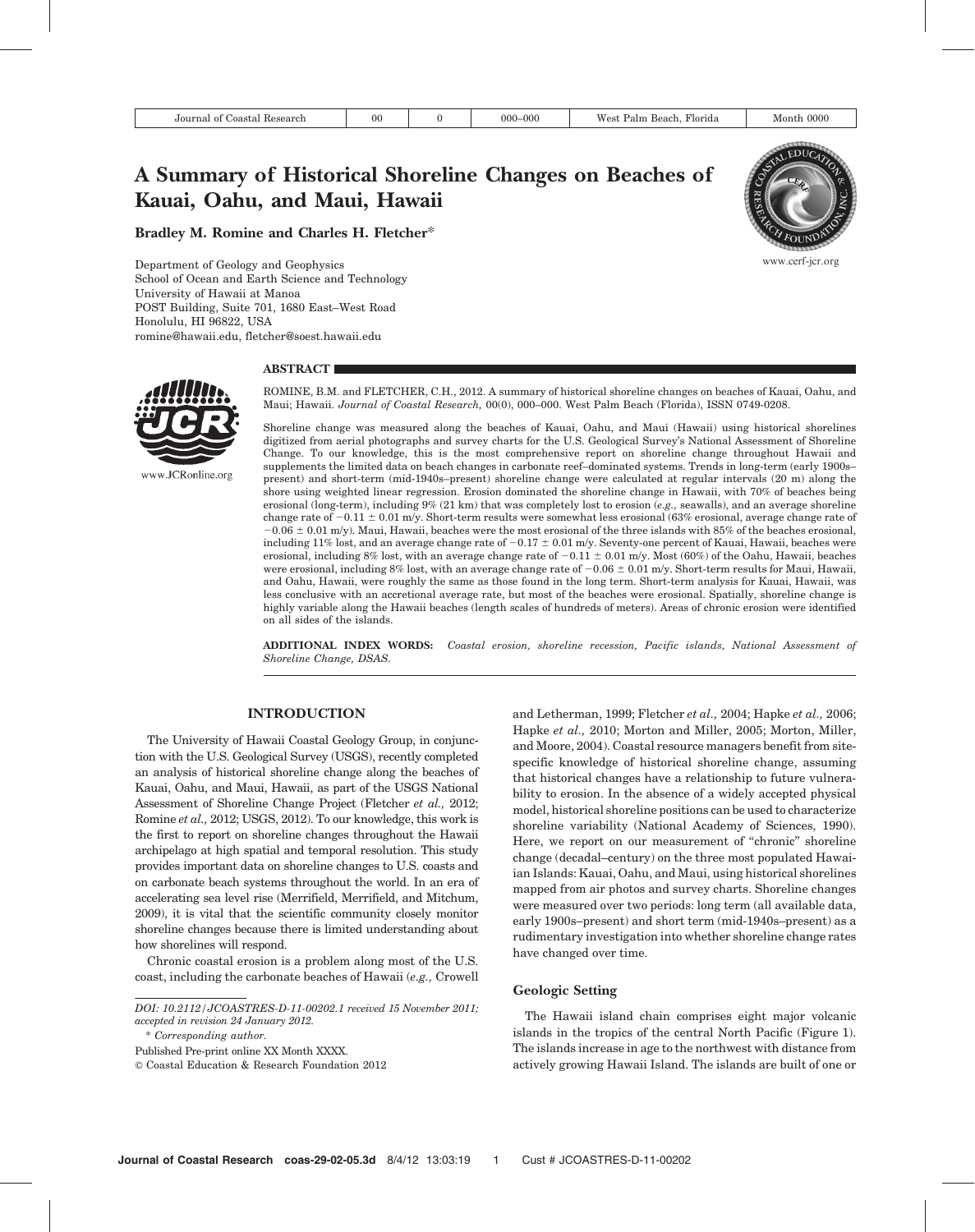# A Summary of Historical Shoreline Changes on Beaches of Kauai, Oahu, and Maui, Hawaii

**Bradley M. Romine and Charles H. Fletcher***

Department of Geology and Geophysics
School of Ocean and Earth Science and Technology
University of Hawaii at Manoa
POST Building, Suite 701, 1680 East–West Road
Honolulu, HI 96822, USA
romine@hawaii.edu, fletcher@soest.hawaii.edu

## ABSTRACT

ROMINE, B.M. and FLETCHER, C.H., 2012. A summary of historical shoreline changes on beaches of Kauai, Oahu, and Maui; Hawaii. *Journal of Coastal Research,* 00(0), 000–000. West Palm Beach (Florida), ISSN 0749-0208.

Shoreline change was measured along the beaches of Kauai, Oahu, and Maui (Hawaii) using historical shorelines digitized from aerial photographs and survey charts for the U.S. Geological Survey's National Assessment of Shoreline Change. To our knowledge, this is the most comprehensive report on shoreline change throughout Hawaii and supplements the limited data on beach changes in carbonate reef–dominated systems. Trends in long-term (early 1900s–present) and short-term (mid-1940s–present) shoreline change were calculated at regular intervals (20 m) along the shore using weighted linear regression. Erosion dominated the shoreline change in Hawaii, with 70% of beaches being erosional (long-term), including 9% (21 km) that was completely lost to erosion (*e.g.,* seawalls), and an average shoreline change rate of $-0.11 \pm 0.01$ m/y. Short-term results were somewhat less erosional (63% erosional, average change rate of $-0.06 \pm 0.01$ m/y). Maui, Hawaii, beaches were the most erosional of the three islands with 85% of the beaches erosional, including 11% lost, and an average change rate of $-0.17 \pm 0.01$ m/y. Seventy-one percent of Kauai, Hawaii, beaches were erosional, including 8% lost, with an average change rate of $-0.11 \pm 0.01$ m/y. Most (60%) of the Oahu, Hawaii, beaches were erosional, including 8% lost, with an average change rate of $-0.06 \pm 0.01$ m/y. Short-term results for Maui, Hawaii, and Oahu, Hawaii, were roughly the same as those found in the long term. Short-term analysis for Kauai, Hawaii, was less conclusive with an accretional average rate, but most of the beaches were erosional. Spatially, shoreline change is highly variable along the Hawaii beaches (length scales of hundreds of meters). Areas of chronic erosion were identified on all sides of the islands.

**ADDITIONAL INDEX WORDS:** *Coastal erosion, shoreline recession, Pacific islands, National Assessment of Shoreline Change, DSAS.*

## INTRODUCTION

The University of Hawaii Coastal Geology Group, in conjunction with the U.S. Geological Survey (USGS), recently completed an analysis of historical shoreline change along the beaches of Kauai, Oahu, and Maui, Hawaii, as part of the USGS National Assessment of Shoreline Change Project (Fletcher *et al.,* 2012; Romine *et al.,* 2012; USGS, 2012). To our knowledge, this work is the first to report on shoreline changes throughout the Hawaii archipelago at high spatial and temporal resolution. This study provides important data on shoreline changes to U.S. coasts and on carbonate beach systems throughout the world. In an era of accelerating sea level rise (Merrifield, Merrifield, and Mitchum, 2009), it is vital that the scientific community closely monitor shoreline changes because there is limited understanding about how shorelines will respond.

Chronic coastal erosion is a problem along most of the U.S. coast, including the carbonate beaches of Hawaii (*e.g.,* Crowell and Letherman, 1999; Fletcher *et al.,* 2004; Hapke *et al.,* 2006; Hapke *et al.,* 2010; Morton and Miller, 2005; Morton, Miller, and Moore, 2004). Coastal resource managers benefit from site-specific knowledge of historical shoreline change, assuming that historical changes have a relationship to future vulnerability to erosion. In the absence of a widely accepted physical model, historical shoreline positions can be used to characterize shoreline variability (National Academy of Sciences, 1990). Here, we report on our measurement of "chronic" shoreline change (decadal–century) on the three most populated Hawaiian Islands: Kauai, Oahu, and Maui, using historical shorelines mapped from air photos and survey charts. Shoreline changes were measured over two periods: long term (all available data, early 1900s–present) and short term (mid-1940s–present) as a rudimentary investigation into whether shoreline change rates have changed over time.

### Geologic Setting

The Hawaii island chain comprises eight major volcanic islands in the tropics of the central North Pacific (Figure 1). The islands increase in age to the northwest with distance from actively growing Hawaii Island. The islands are built of one or

---

DOI: 10.2112/JCOASTRES-D-11-00202.1 received 15 November 2011; accepted in revision 24 January 2012.

\* *Corresponding author.*

Published Pre-print online XX Month XXXX.

© Coastal Education & Research Foundation 2012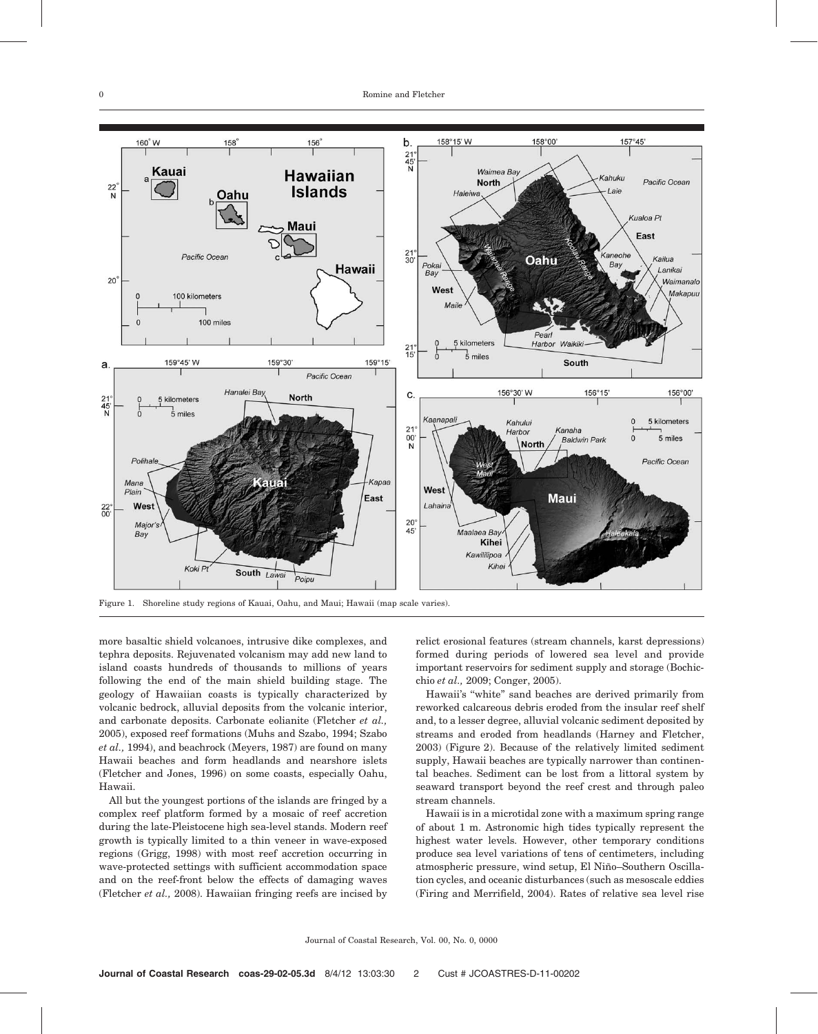Figure 1. Shoreline study regions of Kauai, Oahu, and Maui; Hawaii (map scale varies).

more basaltic shield volcanoes, intrusive dike complexes, and tephra deposits. Rejuvenated volcanism may add new land to island coasts hundreds of thousands to millions of years following the end of the main shield building stage. The geology of Hawaiian coasts is typically characterized by volcanic bedrock, alluvial deposits from the volcanic interior, and carbonate deposits. Carbonate eolianite (Fletcher *et al.,* 2005), exposed reef formations (Muhs and Szabo, 1994; Szabo *et al.,* 1994), and beachrock (Meyers, 1987) are found on many Hawaii beaches and form headlands and nearshore islets (Fletcher and Jones, 1996) on some coasts, especially Oahu, Hawaii.

All but the youngest portions of the islands are fringed by a complex reef platform formed by a mosaic of reef accretion during the late-Pleistocene high sea-level stands. Modern reef growth is typically limited to a thin veneer in wave-exposed regions (Grigg, 1998) with most reef accretion occurring in wave-protected settings with sufficient accommodation space and on the reef-front below the effects of damaging waves (Fletcher *et al.,* 2008). Hawaiian fringing reefs are incised by relict erosional features (stream channels, karst depressions) formed during periods of lowered sea level and provide important reservoirs for sediment supply and storage (Bochicchio *et al.,* 2009; Conger, 2005).

Hawaii's "white" sand beaches are derived primarily from reworked calcareous debris eroded from the insular reef shelf and, to a lesser degree, alluvial volcanic sediment deposited by streams and eroded from headlands (Harney and Fletcher, 2003) (Figure 2). Because of the relatively limited sediment supply, Hawaii beaches are typically narrower than continental beaches. Sediment can be lost from a littoral system by seaward transport beyond the reef crest and through paleo stream channels.

Hawaii is in a microtidal zone with a maximum spring range of about 1 m. Astronomic high tides typically represent the highest water levels. However, other temporary conditions produce sea level variations of tens of centimeters, including atmospheric pressure, wind setup, El Niño–Southern Oscillation cycles, and oceanic disturbances (such as mesoscale eddies (Firing and Merrifield, 2004). Rates of relative sea level rise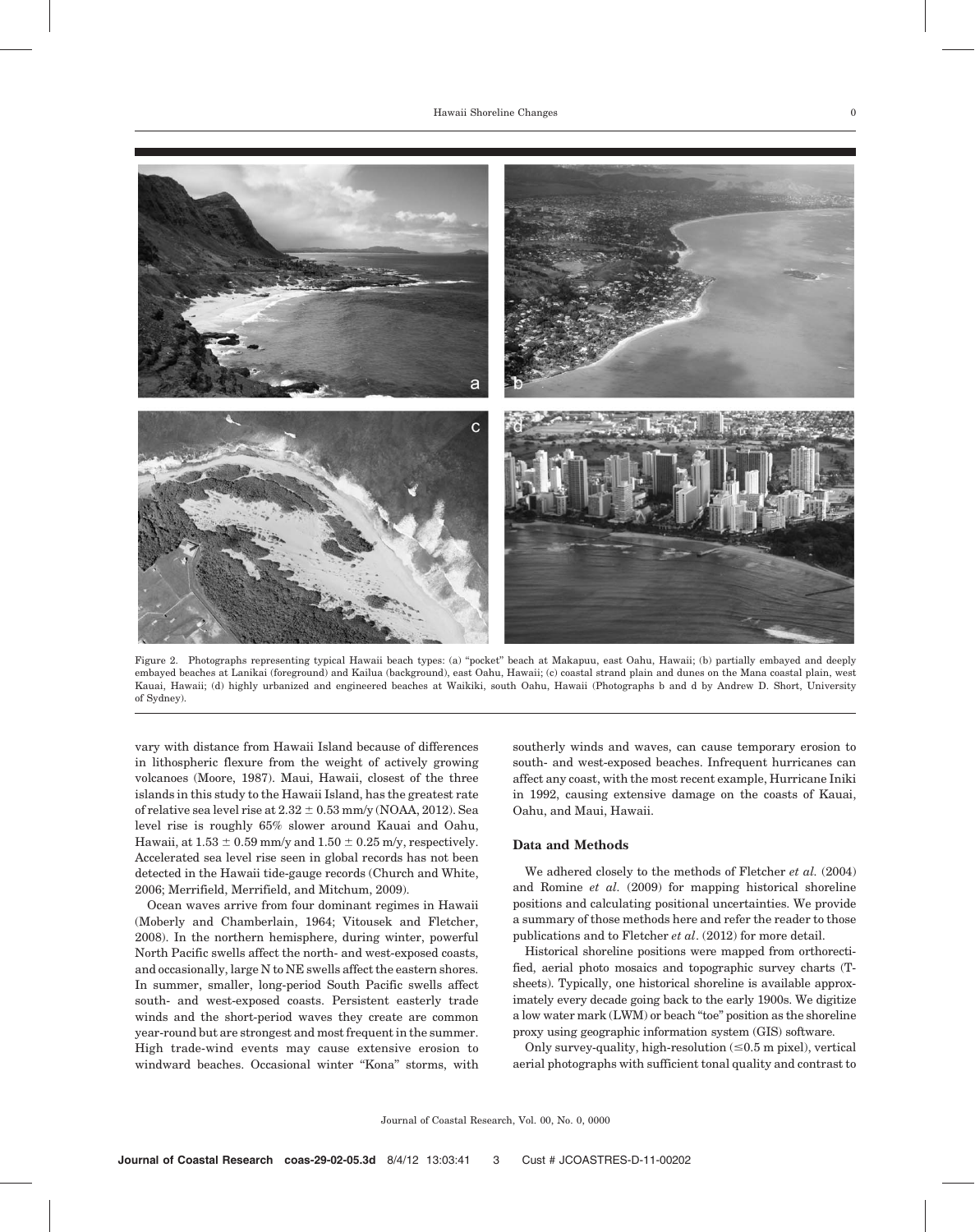Figure 2. Photographs representing typical Hawaii beach types: (a) "pocket" beach at Makapuu, east Oahu, Hawaii; (b) partially embayed and deeply embayed beaches at Lanikai (foreground) and Kailua (background), east Oahu, Hawaii; (c) coastal strand plain and dunes on the Mana coastal plain, west Kauai, Hawaii; (d) highly urbanized and engineered beaches at Waikiki, south Oahu, Hawaii (Photographs b and d by Andrew D. Short, University of Sydney).

vary with distance from Hawaii Island because of differences in lithospheric flexure from the weight of actively growing volcanoes (Moore, 1987). Maui, Hawaii, closest of the three islands in this study to the Hawaii Island, has the greatest rate of relative sea level rise at $2.32 \pm 0.53$ mm/y (NOAA, 2012). Sea level rise is roughly 65% slower around Kauai and Oahu, Hawaii, at $1.53 \pm 0.59$ mm/y and $1.50 \pm 0.25$ m/y, respectively. Accelerated sea level rise seen in global records has not been detected in the Hawaii tide-gauge records (Church and White, 2006; Merrifield, Merrifield, and Mitchum, 2009).

Ocean waves arrive from four dominant regimes in Hawaii (Moberly and Chamberlain, 1964; Vitousek and Fletcher, 2008). In the northern hemisphere, during winter, powerful North Pacific swells affect the north- and west-exposed coasts, and occasionally, large N to NE swells affect the eastern shores. In summer, smaller, long-period South Pacific swells affect south- and west-exposed coasts. Persistent easterly trade winds and the short-period waves they create are common year-round but are strongest and most frequent in the summer. High trade-wind events may cause extensive erosion to windward beaches. Occasional winter "Kona" storms, with southerly winds and waves, can cause temporary erosion to south- and west-exposed beaches. Infrequent hurricanes can affect any coast, with the most recent example, Hurricane Iniki in 1992, causing extensive damage on the coasts of Kauai, Oahu, and Maui, Hawaii.

## Data and Methods

We adhered closely to the methods of Fletcher *et al.* (2004) and Romine *et al.* (2009) for mapping historical shoreline positions and calculating positional uncertainties. We provide a summary of those methods here and refer the reader to those publications and to Fletcher *et al*. (2012) for more detail.

Historical shoreline positions were mapped from orthorectified, aerial photo mosaics and topographic survey charts (T-sheets). Typically, one historical shoreline is available approximately every decade going back to the early 1900s. We digitize a low water mark (LWM) or beach "toe" position as the shoreline proxy using geographic information system (GIS) software.

Only survey-quality, high-resolution ($\leq$0.5 m pixel), vertical aerial photographs with sufficient tonal quality and contrast to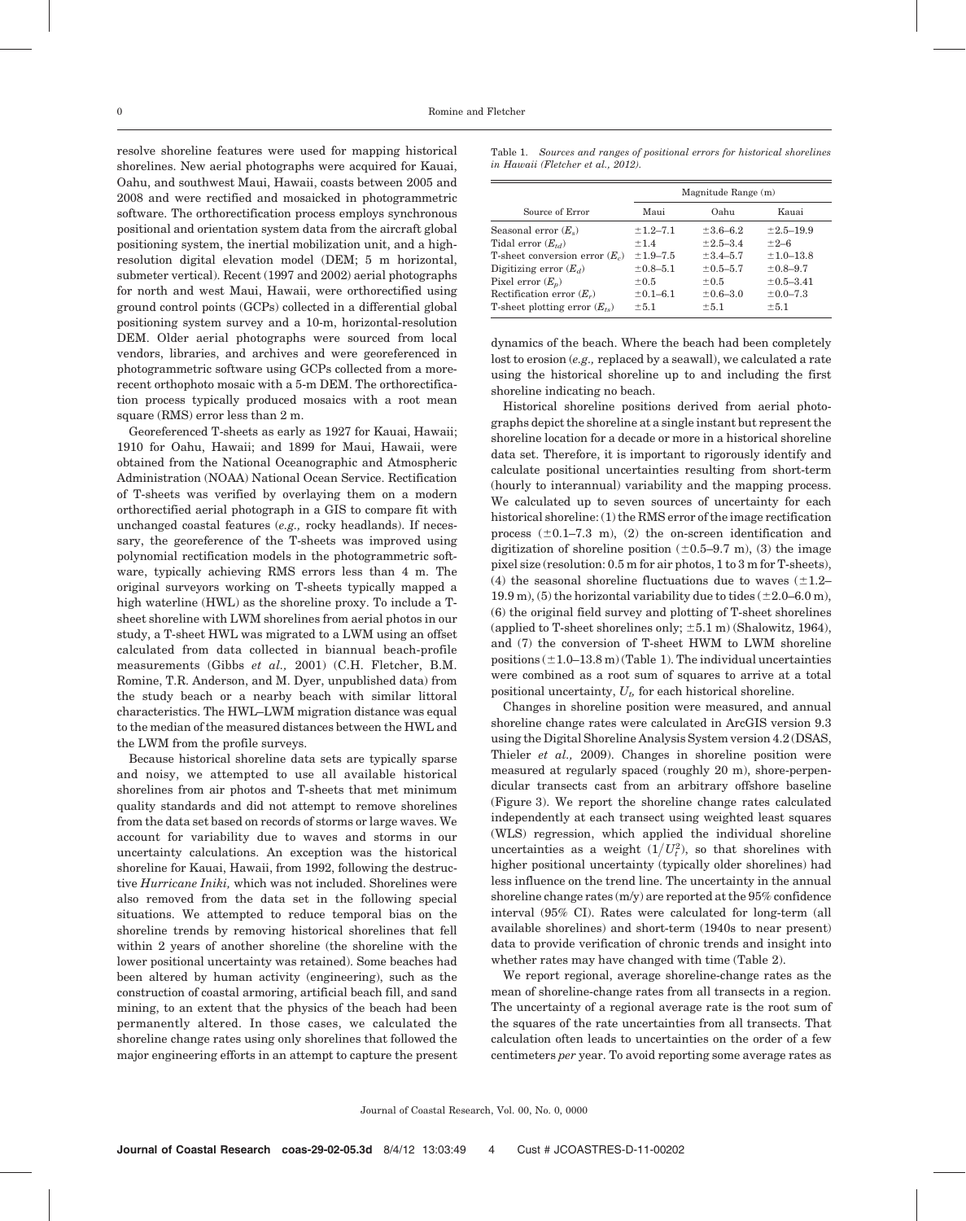resolve shoreline features were used for mapping historical shorelines. New aerial photographs were acquired for Kauai, Oahu, and southwest Maui, Hawaii, coasts between 2005 and 2008 and were rectified and mosaicked in photogrammetric software. The orthorectification process employs synchronous positional and orientation system data from the aircraft global positioning system, the inertial mobilization unit, and a high-resolution digital elevation model (DEM; 5 m horizontal, submeter vertical). Recent (1997 and 2002) aerial photographs for north and west Maui, Hawaii, were orthorectified using ground control points (GCPs) collected in a differential global positioning system survey and a 10-m, horizontal-resolution DEM. Older aerial photographs were sourced from local vendors, libraries, and archives and were georeferenced in photogrammetric software using GCPs collected from a more-recent orthophoto mosaic with a 5-m DEM. The orthorectification process typically produced mosaics with a root mean square (RMS) error less than 2 m.

Georeferenced T-sheets as early as 1927 for Kauai, Hawaii; 1910 for Oahu, Hawaii; and 1899 for Maui, Hawaii, were obtained from the National Oceanographic and Atmospheric Administration (NOAA) National Ocean Service. Rectification of T-sheets was verified by overlaying them on a modern orthorectified aerial photograph in a GIS to compare fit with unchanged coastal features (*e.g.,* rocky headlands). If necessary, the georeference of the T-sheets was improved using polynomial rectification models in the photogrammetric software, typically achieving RMS errors less than 4 m. The original surveyors working on T-sheets typically mapped a high waterline (HWL) as the shoreline proxy. To include a T-sheet shoreline with LWM shorelines from aerial photos in our study, a T-sheet HWL was migrated to a LWM using an offset calculated from data collected in biannual beach-profile measurements (Gibbs *et al.,* 2001) (C.H. Fletcher, B.M. Romine, T.R. Anderson, and M. Dyer, unpublished data) from the study beach or a nearby beach with similar littoral characteristics. The HWL–LWM migration distance was equal to the median of the measured distances between the HWL and the LWM from the profile surveys.

Because historical shoreline data sets are typically sparse and noisy, we attempted to use all available historical shorelines from air photos and T-sheets that met minimum quality standards and did not attempt to remove shorelines from the data set based on records of storms or large waves. We account for variability due to waves and storms in our uncertainty calculations. An exception was the historical shoreline for Kauai, Hawaii, from 1992, following the destructive *Hurricane Iniki,* which was not included. Shorelines were also removed from the data set in the following special situations. We attempted to reduce temporal bias on the shoreline trends by removing historical shorelines that fell within 2 years of another shoreline (the shoreline with the lower positional uncertainty was retained). Some beaches had been altered by human activity (engineering), such as the construction of coastal armoring, artificial beach fill, and sand mining, to an extent that the physics of the beach had been permanently altered. In those cases, we calculated the shoreline change rates using only shorelines that followed the major engineering efforts in an attempt to capture the present dynamics of the beach. Where the beach had been completely lost to erosion (*e.g.,* replaced by a seawall), we calculated a rate using the historical shoreline up to and including the first shoreline indicating no beach.

Table 1. *Sources and ranges of positional errors for historical shorelines in Hawaii (Fletcher et al., 2012).*

| Source of Error | Magnitude Range (m) | | |
|---|---|---|---|
| | Maui | Oahu | Kauai |
| Seasonal error ($E_s$) | ±1.2–7.1 | ±3.6–6.2 | ±2.5–19.9 |
| Tidal error ($E_{td}$) | ±1.4 | ±2.5–3.4 | ±2–6 |
| T-sheet conversion error ($E_c$) | ±1.9–7.5 | ±3.4–5.7 | ±1.0–13.8 |
| Digitizing error ($E_d$) | ±0.8–5.1 | ±0.5–5.7 | ±0.8–9.7 |
| Pixel error ($E_p$) | ±0.5 | ±0.5 | ±0.5–3.41 |
| Rectification error ($E_r$) | ±0.1–6.1 | ±0.6–3.0 | ±0.0–7.3 |
| T-sheet plotting error ($E_{ts}$) | ±5.1 | ±5.1 | ±5.1 |

Historical shoreline positions derived from aerial photographs depict the shoreline at a single instant but represent the shoreline location for a decade or more in a historical shoreline data set. Therefore, it is important to rigorously identify and calculate positional uncertainties resulting from short-term (hourly to interannual) variability and the mapping process. We calculated up to seven sources of uncertainty for each historical shoreline: (1) the RMS error of the image rectification process (±0.1–7.3 m), (2) the on-screen identification and digitization of shoreline position (±0.5–9.7 m), (3) the image pixel size (resolution: 0.5 m for air photos, 1 to 3 m for T-sheets), (4) the seasonal shoreline fluctuations due to waves (±1.2–19.9 m), (5) the horizontal variability due to tides (±2.0–6.0 m), (6) the original field survey and plotting of T-sheet shorelines (applied to T-sheet shorelines only; ±5.1 m) (Shalowitz, 1964), and (7) the conversion of T-sheet HWM to LWM shoreline positions (±1.0–13.8 m) (Table 1). The individual uncertainties were combined as a root sum of squares to arrive at a total positional uncertainty, $U_t$, for each historical shoreline.

Changes in shoreline position were measured, and annual shoreline change rates were calculated in ArcGIS version 9.3 using the Digital Shoreline Analysis System version 4.2 (DSAS, Thieler *et al.,* 2009). Changes in shoreline position were measured at regularly spaced (roughly 20 m), shore-perpendicular transects cast from an arbitrary offshore baseline (Figure 3). We report the shoreline change rates calculated independently at each transect using weighted least squares (WLS) regression, which applied the individual shoreline uncertainties as a weight $(1/U_t^2)$, so that shorelines with higher positional uncertainty (typically older shorelines) had less influence on the trend line. The uncertainty in the annual shoreline change rates (m/y) are reported at the 95% confidence interval (95% CI). Rates were calculated for long-term (all available shorelines) and short-term (1940s to near present) data to provide verification of chronic trends and insight into whether rates may have changed with time (Table 2).

We report regional, average shoreline-change rates as the mean of shoreline-change rates from all transects in a region. The uncertainty of a regional average rate is the root sum of the squares of the rate uncertainties from all transects. That calculation often leads to uncertainties on the order of a few centimeters *per* year. To avoid reporting some average rates as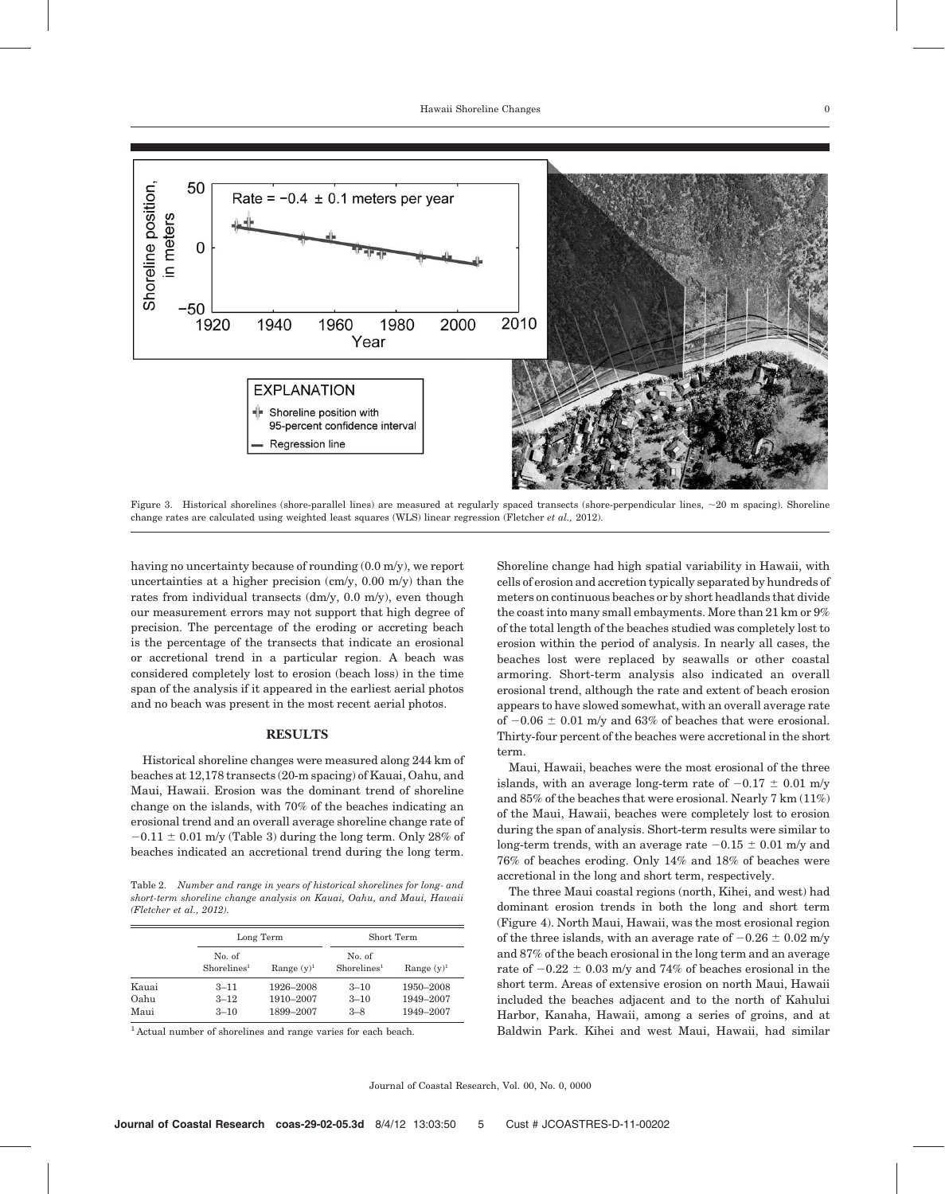Figure 3. Historical shorelines (shore-parallel lines) are measured at regularly spaced transects (shore-perpendicular lines, ~20 m spacing). Shoreline change rates are calculated using weighted least squares (WLS) linear regression (Fletcher *et al.,* 2012).

having no uncertainty because of rounding (0.0 m/y), we report uncertainties at a higher precision (cm/y, 0.00 m/y) than the rates from individual transects (dm/y, 0.0 m/y), even though our measurement errors may not support that high degree of precision. The percentage of the eroding or accreting beach is the percentage of the transects that indicate an erosional or accretional trend in a particular region. A beach was considered completely lost to erosion (beach loss) in the time span of the analysis if it appeared in the earliest aerial photos and no beach was present in the most recent aerial photos.

## RESULTS

Historical shoreline changes were measured along 244 km of beaches at 12,178 transects (20-m spacing) of Kauai, Oahu, and Maui, Hawaii. Erosion was the dominant trend of shoreline change on the islands, with 70% of the beaches indicating an erosional trend and an overall average shoreline change rate of $-0.11 \pm 0.01$ m/y (Table 3) during the long term. Only 28% of beaches indicated an accretional trend during the long term.

Table 2. *Number and range in years of historical shorelines for long- and short-term shoreline change analysis on Kauai, Oahu, and Maui, Hawaii (Fletcher et al., 2012).*

| | Long Term | | Short Term | |
|---|---|---|---|---|
| | No. of Shorelines[1] | Range (y)[1] | No. of Shorelines[1] | Range (y)[1] |
| Kauai | 3–11 | 1926–2008 | 3–10 | 1950–2008 |
| Oahu | 3–12 | 1910–2007 | 3–10 | 1949–2007 |
| Maui | 3–10 | 1899–2007 | 3–8 | 1949–2007 |

[1] Actual number of shorelines and range varies for each beach.

Shoreline change had high spatial variability in Hawaii, with cells of erosion and accretion typically separated by hundreds of meters on continuous beaches or by short headlands that divide the coast into many small embayments. More than 21 km or 9% of the total length of the beaches studied was completely lost to erosion within the period of analysis. In nearly all cases, the beaches lost were replaced by seawalls or other coastal armoring. Short-term analysis also indicated an overall erosional trend, although the rate and extent of beach erosion appears to have slowed somewhat, with an overall average rate of $-0.06 \pm 0.01$ m/y and 63% of beaches that were erosional. Thirty-four percent of the beaches were accretional in the short term.

Maui, Hawaii, beaches were the most erosional of the three islands, with an average long-term rate of $-0.17 \pm 0.01$ m/y and 85% of the beaches that were erosional. Nearly 7 km (11%) of the Maui, Hawaii, beaches were completely lost to erosion during the span of analysis. Short-term results were similar to long-term trends, with an average rate $-0.15 \pm 0.01$ m/y and 76% of beaches eroding. Only 14% and 18% of beaches were accretional in the long and short term, respectively.

The three Maui coastal regions (north, Kihei, and west) had dominant erosion trends in both the long and short term (Figure 4). North Maui, Hawaii, was the most erosional region of the three islands, with an average rate of $-0.26 \pm 0.02$ m/y and 87% of the beach erosional in the long term and an average rate of $-0.22 \pm 0.03$ m/y and 74% of beaches erosional in the short term. Areas of extensive erosion on north Maui, Hawaii included the beaches adjacent and to the north of Kahului Harbor, Kanaha, Hawaii, among a series of groins, and at Baldwin Park. Kihei and west Maui, Hawaii, had similar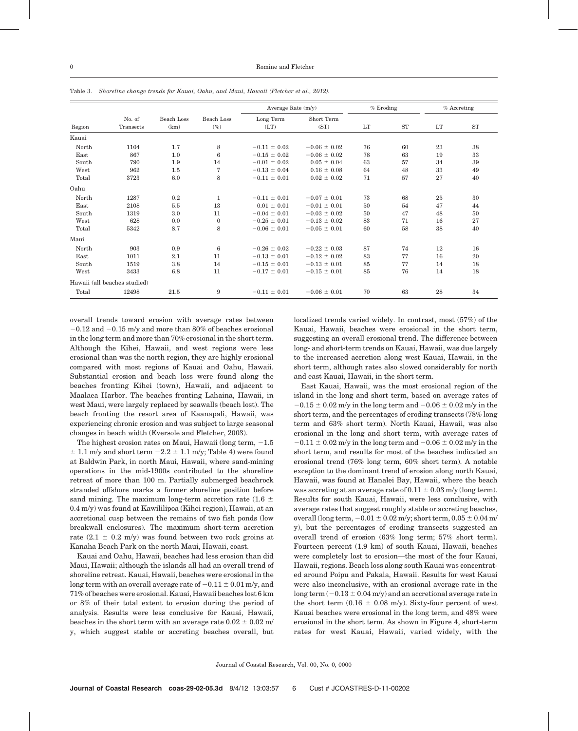Table 3. *Shoreline change trends for Kauai, Oahu, and Maui, Hawaii (Fletcher et al., 2012).*

| Region | No. of Transects | Beach Loss (km) | Beach Loss (%) | Average Rate (m/y) | | % Eroding | | % Accreting | |
|---|---|---|---|---|---|---|---|---|---|
| | | | | Long Term (LT) | Short Term (ST) | LT | ST | LT | ST |
| Kauai | | | | | | | | | |
| North | 1104 | 1.7 | 8 | $-0.11 \pm 0.02$ | $-0.06 \pm 0.02$ | 76 | 60 | 23 | 38 |
| East | 867 | 1.0 | 6 | $-0.15 \pm 0.02$ | $-0.06 \pm 0.02$ | 78 | 63 | 19 | 33 |
| South | 790 | 1.9 | 14 | $-0.01 \pm 0.02$ | $0.05 \pm 0.04$ | 63 | 57 | 34 | 39 |
| West | 962 | 1.5 | 7 | $-0.13 \pm 0.04$ | $0.16 \pm 0.08$ | 64 | 48 | 33 | 49 |
| Total | 3723 | 6.0 | 8 | $-0.11 \pm 0.01$ | $0.02 \pm 0.02$ | 71 | 57 | 27 | 40 |
| Oahu | | | | | | | | | |
| North | 1287 | 0.2 | 1 | $-0.11 \pm 0.01$ | $-0.07 \pm 0.01$ | 73 | 68 | 25 | 30 |
| East | 2108 | 5.5 | 13 | $0.01 \pm 0.01$ | $-0.01 \pm 0.01$ | 50 | 54 | 47 | 44 |
| South | 1319 | 3.0 | 11 | $-0.04 \pm 0.01$ | $-0.03 \pm 0.02$ | 50 | 47 | 48 | 50 |
| West | 628 | 0.0 | 0 | $-0.25 \pm 0.01$ | $-0.13 \pm 0.02$ | 83 | 71 | 16 | 27 |
| Total | 5342 | 8.7 | 8 | $-0.06 \pm 0.01$ | $-0.05 \pm 0.01$ | 60 | 58 | 38 | 40 |
| Maui | | | | | | | | | |
| North | 903 | 0.9 | 6 | $-0.26 \pm 0.02$ | $-0.22 \pm 0.03$ | 87 | 74 | 12 | 16 |
| East | 1011 | 2.1 | 11 | $-0.13 \pm 0.01$ | $-0.12 \pm 0.02$ | 83 | 77 | 16 | 20 |
| South | 1519 | 3.8 | 14 | $-0.15 \pm 0.01$ | $-0.13 \pm 0.01$ | 85 | 77 | 14 | 18 |
| West | 3433 | 6.8 | 11 | $-0.17 \pm 0.01$ | $-0.15 \pm 0.01$ | 85 | 76 | 14 | 18 |
| Hawaii (all beaches studied) | | | | | | | | | |
| Total | 12498 | 21.5 | 9 | $-0.11 \pm 0.01$ | $-0.06 \pm 0.01$ | 70 | 63 | 28 | 34 |

overall trends toward erosion with average rates between $-0.12$ and $-0.15$ m/y and more than 80% of beaches erosional in the long term and more than 70% erosional in the short term. Although the Kihei, Hawaii, and west regions were less erosional than was the north region, they are highly erosional compared with most regions of Kauai and Oahu, Hawaii. Substantial erosion and beach loss were found along the beaches fronting Kihei (town), Hawaii, and adjacent to Maalaea Harbor. The beaches fronting Lahaina, Hawaii, in west Maui, were largely replaced by seawalls (beach lost). The beach fronting the resort area of Kaanapali, Hawaii, was experiencing chronic erosion and was subject to large seasonal changes in beach width (Eversole and Fletcher, 2003).

The highest erosion rates on Maui, Hawaii (long term, $-1.5 \pm 1.1$ m/y and short term $-2.2 \pm 1.1$ m/y; Table 4) were found at Baldwin Park, in north Maui, Hawaii, where sand-mining operations in the mid-1900s contributed to the shoreline retreat of more than 100 m. Partially submerged beachrock stranded offshore marks a former shoreline position before sand mining. The maximum long-term accretion rate ($1.6 \pm 0.4$ m/y) was found at Kawililipoa (Kihei region), Hawaii, at an accretional cusp between the remains of two fish ponds (low breakwall enclosures). The maximum short-term accretion rate ($2.1 \pm 0.2$ m/y) was found between two rock groins at Kanaha Beach Park on the north Maui, Hawaii, coast.

Kauai and Oahu, Hawaii, beaches had less erosion than did Maui, Hawaii; although the islands all had an overall trend of shoreline retreat. Kauai, Hawaii, beaches were erosional in the long term with an overall average rate of $-0.11 \pm 0.01$ m/y, and 71% of beaches were erosional. Kauai, Hawaii beaches lost 6 km or 8% of their total extent to erosion during the period of analysis. Results were less conclusive for Kauai, Hawaii, beaches in the short term with an average rate $0.02 \pm 0.02$ m/y, which suggest stable or accreting beaches overall, but localized trends varied widely. In contrast, most (57%) of the Kauai, Hawaii, beaches were erosional in the short term, suggesting an overall erosional trend. The difference between long- and short-term trends on Kauai, Hawaii, was due largely to the increased accretion along west Kauai, Hawaii, in the short term, although rates also slowed considerably for north and east Kauai, Hawaii, in the short term.

East Kauai, Hawaii, was the most erosional region of the island in the long and short term, based on average rates of $-0.15 \pm 0.02$ m/y in the long term and $-0.06 \pm 0.02$ m/y in the short term, and the percentages of eroding transects (78% long term and 63% short term). North Kauai, Hawaii, was also erosional in the long and short term, with average rates of $-0.11 \pm 0.02$ m/y in the long term and $-0.06 \pm 0.02$ m/y in the short term, and results for most of the beaches indicated an erosional trend (76% long term, 60% short term). A notable exception to the dominant trend of erosion along north Kauai, Hawaii, was found at Hanalei Bay, Hawaii, where the beach was accreting at an average rate of $0.11 \pm 0.03$ m/y (long term). Results for south Kauai, Hawaii, were less conclusive, with average rates that suggest roughly stable or accreting beaches, overall (long term, $-0.01 \pm 0.02$ m/y; short term, $0.05 \pm 0.04$ m/y), but the percentages of eroding transects suggested an overall trend of erosion (63% long term; 57% short term). Fourteen percent (1.9 km) of south Kauai, Hawaii, beaches were completely lost to erosion—the most of the four Kauai, Hawaii, regions. Beach loss along south Kauai was concentrated around Poipu and Pakala, Hawaii. Results for west Kauai were also inconclusive, with an erosional average rate in the long term ($-0.13 \pm 0.04$ m/y) and an accretional average rate in the short term ($0.16 \pm 0.08$ m/y). Sixty-four percent of west Kauai beaches were erosional in the long term, and 48% were erosional in the short term. As shown in Figure 4, short-term rates for west Kauai, Hawaii, varied widely, with the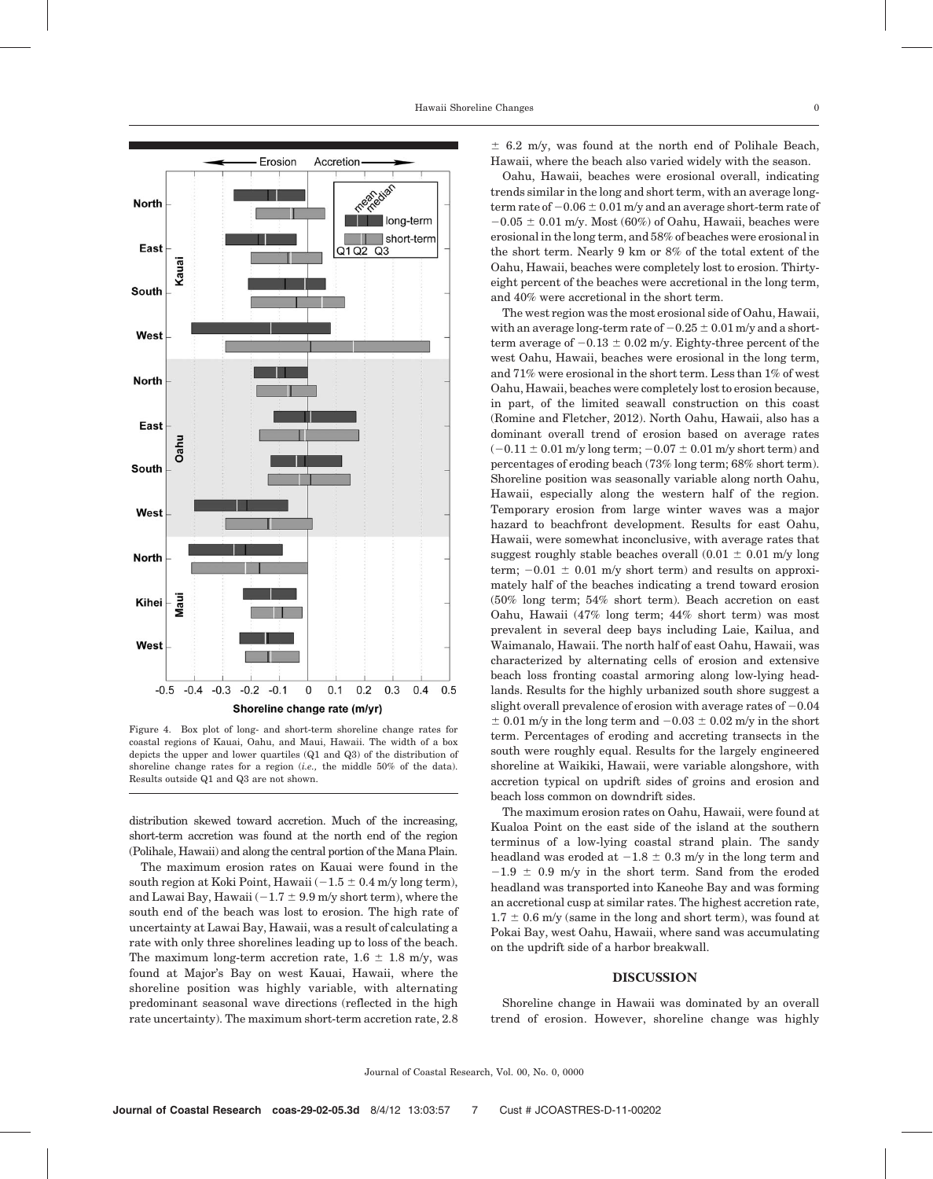Figure 4. Box plot of long- and short-term shoreline change rates for coastal regions of Kauai, Oahu, and Maui, Hawaii. The width of a box depicts the upper and lower quartiles (Q1 and Q3) of the distribution of shoreline change rates for a region (*i.e.*, the middle 50% of the data). Results outside Q1 and Q3 are not shown.

distribution skewed toward accretion. Much of the increasing, short-term accretion was found at the north end of the region (Polihale, Hawaii) and along the central portion of the Mana Plain.

The maximum erosion rates on Kauai were found in the south region at Koki Point, Hawaii ($-1.5 \pm 0.4$ m/y long term), and Lawai Bay, Hawaii ($-1.7 \pm 9.9$ m/y short term), where the south end of the beach was lost to erosion. The high rate of uncertainty at Lawai Bay, Hawaii, was a result of calculating a rate with only three shorelines leading up to loss of the beach. The maximum long-term accretion rate, $1.6 \pm 1.8$ m/y, was found at Major's Bay on west Kauai, Hawaii, where the shoreline position was highly variable, with alternating predominant seasonal wave directions (reflected in the high rate uncertainty). The maximum short-term accretion rate, $2.8 \pm 6.2$ m/y, was found at the north end of Polihale Beach, Hawaii, where the beach also varied widely with the season.

Oahu, Hawaii, beaches were erosional overall, indicating trends similar in the long and short term, with an average long-term rate of $-0.06 \pm 0.01$ m/y and an average short-term rate of $-0.05 \pm 0.01$ m/y. Most (60%) of Oahu, Hawaii, beaches were erosional in the long term, and 58% of beaches were erosional in the short term. Nearly 9 km or 8% of the total extent of the Oahu, Hawaii, beaches were completely lost to erosion. Thirty-eight percent of the beaches were accretional in the long term, and 40% were accretional in the short term.

The west region was the most erosional side of Oahu, Hawaii, with an average long-term rate of $-0.25 \pm 0.01$ m/y and a short-term average of $-0.13 \pm 0.02$ m/y. Eighty-three percent of the west Oahu, Hawaii, beaches were erosional in the long term, and 71% were erosional in the short term. Less than 1% of west Oahu, Hawaii, beaches were completely lost to erosion because, in part, of the limited seawall construction on this coast (Romine and Fletcher, 2012). North Oahu, Hawaii, also has a dominant overall trend of erosion based on average rates ($-0.11 \pm 0.01$ m/y long term; $-0.07 \pm 0.01$ m/y short term) and percentages of eroding beach (73% long term; 68% short term). Shoreline position was seasonally variable along north Oahu, Hawaii, especially along the western half of the region. Temporary erosion from large winter waves was a major hazard to beachfront development. Results for east Oahu, Hawaii, were somewhat inconclusive, with average rates that suggest roughly stable beaches overall ($0.01 \pm 0.01$ m/y long term; $-0.01 \pm 0.01$ m/y short term) and results on approximately half of the beaches indicating a trend toward erosion (50% long term; 54% short term). Beach accretion on east Oahu, Hawaii (47% long term; 44% short term) was most prevalent in several deep bays including Laie, Kailua, and Waimanalo, Hawaii. The north half of east Oahu, Hawaii, was characterized by alternating cells of erosion and extensive beach loss fronting coastal armoring along low-lying headlands. Results for the highly urbanized south shore suggest a slight overall prevalence of erosion with average rates of $-0.04 \pm 0.01$ m/y in the long term and $-0.03 \pm 0.02$ m/y in the short term. Percentages of eroding and accreting transects in the south were roughly equal. Results for the largely engineered shoreline at Waikiki, Hawaii, were variable alongshore, with accretion typical on updrift sides of groins and erosion and beach loss common on downdrift sides.

The maximum erosion rates on Oahu, Hawaii, were found at Kualoa Point on the east side of the island at the southern terminus of a low-lying coastal strand plain. The sandy headland was eroded at $-1.8 \pm 0.3$ m/y in the long term and $-1.9 \pm 0.9$ m/y in the short term. Sand from the eroded headland was transported into Kaneohe Bay and was forming an accretional cusp at similar rates. The highest accretion rate, $1.7 \pm 0.6$ m/y (same in the long and short term), was found at Pokai Bay, west Oahu, Hawaii, where sand was accumulating on the updrift side of a harbor breakwall.

## DISCUSSION

Shoreline change in Hawaii was dominated by an overall trend of erosion. However, shoreline change was highly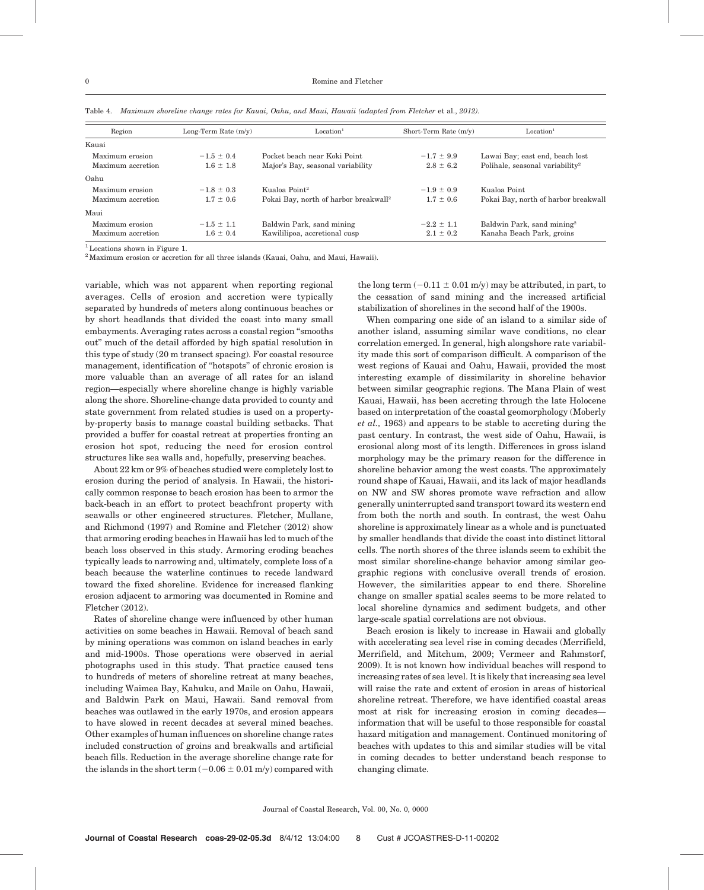Table 4. *Maximum shoreline change rates for Kauai, Oahu, and Maui, Hawaii (adapted from Fletcher* et al., *2012).*

| Region | Long-Term Rate (m/y) | Location[1] | Short-Term Rate (m/y) | Location[1] |
|---|---|---|---|---|
| Kauai | | | | |
| Maximum erosion | −1.5 ± 0.4 | Pocket beach near Koki Point | −1.7 ± 9.9 | Lawai Bay; east end, beach lost |
| Maximum accretion | 1.6 ± 1.8 | Major's Bay, seasonal variability | 2.8 ± 6.2 | Polihale, seasonal variability[2] |
| Oahu | | | | |
| Maximum erosion | −1.8 ± 0.3 | Kualoa Point[2] | −1.9 ± 0.9 | Kualoa Point |
| Maximum accretion | 1.7 ± 0.6 | Pokai Bay, north of harbor breakwall[2] | 1.7 ± 0.6 | Pokai Bay, north of harbor breakwall |
| Maui | | | | |
| Maximum erosion | −1.5 ± 1.1 | Baldwin Park, sand mining | −2.2 ± 1.1 | Baldwin Park, sand mining[2] |
| Maximum accretion | 1.6 ± 0.4 | Kawililipoa, accretional cusp | 2.1 ± 0.2 | Kanaha Beach Park, groins |

[1] Locations shown in Figure 1.
[2] Maximum erosion or accretion for all three islands (Kauai, Oahu, and Maui, Hawaii).

variable, which was not apparent when reporting regional averages. Cells of erosion and accretion were typically separated by hundreds of meters along continuous beaches or by short headlands that divided the coast into many small embayments. Averaging rates across a coastal region "smooths out" much of the detail afforded by high spatial resolution in this type of study (20 m transect spacing). For coastal resource management, identification of "hotspots" of chronic erosion is more valuable than an average of all rates for an island region—especially where shoreline change is highly variable along the shore. Shoreline-change data provided to county and state government from related studies is used on a property-by-property basis to manage coastal building setbacks. That provided a buffer for coastal retreat at properties fronting an erosion hot spot, reducing the need for erosion control structures like sea walls and, hopefully, preserving beaches.

About 22 km or 9% of beaches studied were completely lost to erosion during the period of analysis. In Hawaii, the historically common response to beach erosion has been to armor the back-beach in an effort to protect beachfront property with seawalls or other engineered structures. Fletcher, Mullane, and Richmond (1997) and Romine and Fletcher (2012) show that armoring eroding beaches in Hawaii has led to much of the beach loss observed in this study. Armoring eroding beaches typically leads to narrowing and, ultimately, complete loss of a beach because the waterline continues to recede landward toward the fixed shoreline. Evidence for increased flanking erosion adjacent to armoring was documented in Romine and Fletcher (2012).

Rates of shoreline change were influenced by other human activities on some beaches in Hawaii. Removal of beach sand by mining operations was common on island beaches in early and mid-1900s. Those operations were observed in aerial photographs used in this study. That practice caused tens to hundreds of meters of shoreline retreat at many beaches, including Waimea Bay, Kahuku, and Maile on Oahu, Hawaii, and Baldwin Park on Maui, Hawaii. Sand removal from beaches was outlawed in the early 1970s, and erosion appears to have slowed in recent decades at several mined beaches. Other examples of human influences on shoreline change rates included construction of groins and breakwalls and artificial beach fills. Reduction in the average shoreline change rate for the islands in the short term (−0.06 ± 0.01 m/y) compared with the long term (−0.11 ± 0.01 m/y) may be attributed, in part, to the cessation of sand mining and the increased artificial stabilization of shorelines in the second half of the 1900s.

When comparing one side of an island to a similar side of another island, assuming similar wave conditions, no clear correlation emerged. In general, high alongshore rate variability made this sort of comparison difficult. A comparison of the west regions of Kauai and Oahu, Hawaii, provided the most interesting example of dissimilarity in shoreline behavior between similar geographic regions. The Mana Plain of west Kauai, Hawaii, has been accreting through the late Holocene based on interpretation of the coastal geomorphology (Moberly *et al.,* 1963) and appears to be stable to accreting during the past century. In contrast, the west side of Oahu, Hawaii, is erosional along most of its length. Differences in gross island morphology may be the primary reason for the difference in shoreline behavior among the west coasts. The approximately round shape of Kauai, Hawaii, and its lack of major headlands on NW and SW shores promote wave refraction and allow generally uninterrupted sand transport toward its western end from both the north and south. In contrast, the west Oahu shoreline is approximately linear as a whole and is punctuated by smaller headlands that divide the coast into distinct littoral cells. The north shores of the three islands seem to exhibit the most similar shoreline-change behavior among similar geographic regions with conclusive overall trends of erosion. However, the similarities appear to end there. Shoreline change on smaller spatial scales seems to be more related to local shoreline dynamics and sediment budgets, and other large-scale spatial correlations are not obvious.

Beach erosion is likely to increase in Hawaii and globally with accelerating sea level rise in coming decades (Merrifield, Merrifield, and Mitchum, 2009; Vermeer and Rahmstorf, 2009). It is not known how individual beaches will respond to increasing rates of sea level. It is likely that increasing sea level will raise the rate and extent of erosion in areas of historical shoreline retreat. Therefore, we have identified coastal areas most at risk for increasing erosion in coming decades—information that will be useful to those responsible for coastal hazard mitigation and management. Continued monitoring of beaches with updates to this and similar studies will be vital in coming decades to better understand beach response to changing climate.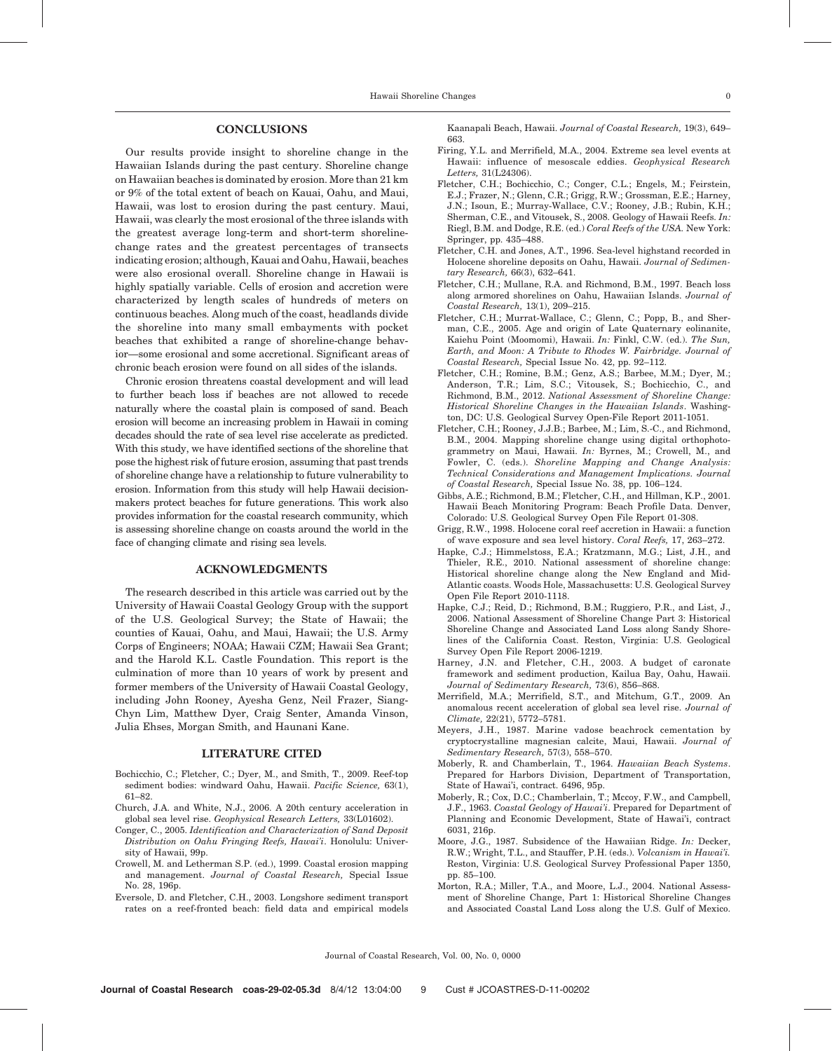## CONCLUSIONS

Our results provide insight to shoreline change in the Hawaiian Islands during the past century. Shoreline change on Hawaiian beaches is dominated by erosion. More than 21 km or 9% of the total extent of beach on Kauai, Oahu, and Maui, Hawaii, was lost to erosion during the past century. Maui, Hawaii, was clearly the most erosional of the three islands with the greatest average long-term and short-term shoreline-change rates and the greatest percentages of transects indicating erosion; although, Kauai and Oahu, Hawaii, beaches were also erosional overall. Shoreline change in Hawaii is highly spatially variable. Cells of erosion and accretion were characterized by length scales of hundreds of meters on continuous beaches. Along much of the coast, headlands divide the shoreline into many small embayments with pocket beaches that exhibited a range of shoreline-change behavior—some erosional and some accretional. Significant areas of chronic beach erosion were found on all sides of the islands.

Chronic erosion threatens coastal development and will lead to further beach loss if beaches are not allowed to recede naturally where the coastal plain is composed of sand. Beach erosion will become an increasing problem in Hawaii in coming decades should the rate of sea level rise accelerate as predicted. With this study, we have identified sections of the shoreline that pose the highest risk of future erosion, assuming that past trends of shoreline change have a relationship to future vulnerability to erosion. Information from this study will help Hawaii decision-makers protect beaches for future generations. This work also provides information for the coastal research community, which is assessing shoreline change on coasts around the world in the face of changing climate and rising sea levels.

## ACKNOWLEDGMENTS

The research described in this article was carried out by the University of Hawaii Coastal Geology Group with the support of the U.S. Geological Survey; the State of Hawaii; the counties of Kauai, Oahu, and Maui, Hawaii; the U.S. Army Corps of Engineers; NOAA; Hawaii CZM; Hawaii Sea Grant; and the Harold K.L. Castle Foundation. This report is the culmination of more than 10 years of work by present and former members of the University of Hawaii Coastal Geology, including John Rooney, Ayesha Genz, Neil Frazer, Siang-Chyn Lim, Matthew Dyer, Craig Senter, Amanda Vinson, Julia Ehses, Morgan Smith, and Haunani Kane.

## LITERATURE CITED

Bochicchio, C.; Fletcher, C.; Dyer, M., and Smith, T., 2009. Reef-top sediment bodies: windward Oahu, Hawaii. *Pacific Science,* 63(1), 61–82.

Church, J.A. and White, N.J., 2006. A 20th century acceleration in global sea level rise. *Geophysical Research Letters,* 33(L01602).

Conger, C., 2005. *Identification and Characterization of Sand Deposit Distribution on Oahu Fringing Reefs, Hawai'i*. Honolulu: University of Hawaii, 99p.

Crowell, M. and Letherman S.P. (ed.), 1999. Coastal erosion mapping and management. *Journal of Coastal Research,* Special Issue No. 28, 196p.

Eversole, D. and Fletcher, C.H., 2003. Longshore sediment transport rates on a reef-fronted beach: field data and empirical models Kaanapali Beach, Hawaii. *Journal of Coastal Research,* 19(3), 649–663.

Firing, Y.L. and Merrifield, M.A., 2004. Extreme sea level events at Hawaii: influence of mesoscale eddies. *Geophysical Research Letters,* 31(L24306).

Fletcher, C.H.; Bochicchio, C.; Conger, C.L.; Engels, M.; Feirstein, E.J.; Frazer, N.; Glenn, C.R.; Grigg, R.W.; Grossman, E.E.; Harney, J.N.; Isoun, E.; Murray-Wallace, C.V.; Rooney, J.B.; Rubin, K.H.; Sherman, C.E., and Vitousek, S., 2008. Geology of Hawaii Reefs. *In:* Riegl, B.M. and Dodge, R.E. (ed.) *Coral Reefs of the USA.* New York: Springer, pp. 435–488.

Fletcher, C.H. and Jones, A.T., 1996. Sea-level highstand recorded in Holocene shoreline deposits on Oahu, Hawaii. *Journal of Sedimentary Research,* 66(3), 632–641.

Fletcher, C.H.; Mullane, R.A. and Richmond, B.M., 1997. Beach loss along armored shorelines on Oahu, Hawaiian Islands. *Journal of Coastal Research,* 13(1), 209–215.

Fletcher, C.H.; Murrat-Wallace, C.; Glenn, C.; Popp, B., and Sherman, C.E., 2005. Age and origin of Late Quaternary eolinanite, Kaiehu Point (Moomomi), Hawaii. *In:* Finkl, C.W. (ed.). *The Sun, Earth, and Moon: A Tribute to Rhodes W. Fairbridge. Journal of Coastal Research,* Special Issue No. 42, pp. 92–112.

Fletcher, C.H.; Romine, B.M.; Genz, A.S.; Barbee, M.M.; Dyer, M.; Anderson, T.R.; Lim, S.C.; Vitousek, S.; Bochicchio, C., and Richmond, B.M., 2012. *National Assessment of Shoreline Change: Historical Shoreline Changes in the Hawaiian Islands*. Washington, DC: U.S. Geological Survey Open-File Report 2011-1051.

Fletcher, C.H.; Rooney, J.J.B.; Barbee, M.; Lim, S.-C., and Richmond, B.M., 2004. Mapping shoreline change using digital orthophotogrammetry on Maui, Hawaii. *In:* Byrnes, M.; Crowell, M., and Fowler, C. (eds.). *Shoreline Mapping and Change Analysis: Technical Considerations and Management Implications. Journal of Coastal Research,* Special Issue No. 38, pp. 106–124.

Gibbs, A.E.; Richmond, B.M.; Fletcher, C.H., and Hillman, K.P., 2001. Hawaii Beach Monitoring Program: Beach Profile Data. Denver, Colorado: U.S. Geological Survey Open File Report 01-308.

Grigg, R.W., 1998. Holocene coral reef accretion in Hawaii: a function of wave exposure and sea level history. *Coral Reefs,* 17, 263–272.

Hapke, C.J.; Himmelstoss, E.A.; Kratzmann, M.G.; List, J.H., and Thieler, R.E., 2010. National assessment of shoreline change: Historical shoreline change along the New England and Mid-Atlantic coasts. Woods Hole, Massachusetts: U.S. Geological Survey Open File Report 2010-1118.

Hapke, C.J.; Reid, D.; Richmond, B.M.; Ruggiero, P.R., and List, J., 2006. National Assessment of Shoreline Change Part 3: Historical Shoreline Change and Associated Land Loss along Sandy Shorelines of the California Coast. Reston, Virginia: U.S. Geological Survey Open File Report 2006-1219.

Harney, J.N. and Fletcher, C.H., 2003. A budget of caronate framework and sediment production, Kailua Bay, Oahu, Hawaii. *Journal of Sedimentary Research,* 73(6), 856–868.

Merrifield, M.A.; Merrifield, S.T., and Mitchum, G.T., 2009. An anomalous recent acceleration of global sea level rise. *Journal of Climate,* 22(21), 5772–5781.

Meyers, J.H., 1987. Marine vadose beachrock cementation by cryptocrystalline magnesian calcite, Maui, Hawaii. *Journal of Sedimentary Research,* 57(3), 558–570.

Moberly, R. and Chamberlain, T., 1964. *Hawaiian Beach Systems*. Prepared for Harbors Division, Department of Transportation, State of Hawai'i, contract. 6496, 95p.

Moberly, R.; Cox, D.C.; Chamberlain, T.; Mccoy, F.W., and Campbell, J.F., 1963. *Coastal Geology of Hawai'i*. Prepared for Department of Planning and Economic Development, State of Hawai'i, contract 6031, 216p.

Moore, J.G., 1987. Subsidence of the Hawaiian Ridge. *In:* Decker, R.W.; Wright, T.L., and Stauffer, P.H. (eds.). *Volcanism in Hawai'i.* Reston, Virginia: U.S. Geological Survey Professional Paper 1350, pp. 85–100.

Morton, R.A.; Miller, T.A., and Moore, L.J., 2004. National Assessment of Shoreline Change, Part 1: Historical Shoreline Changes and Associated Coastal Land Loss along the U.S. Gulf of Mexico.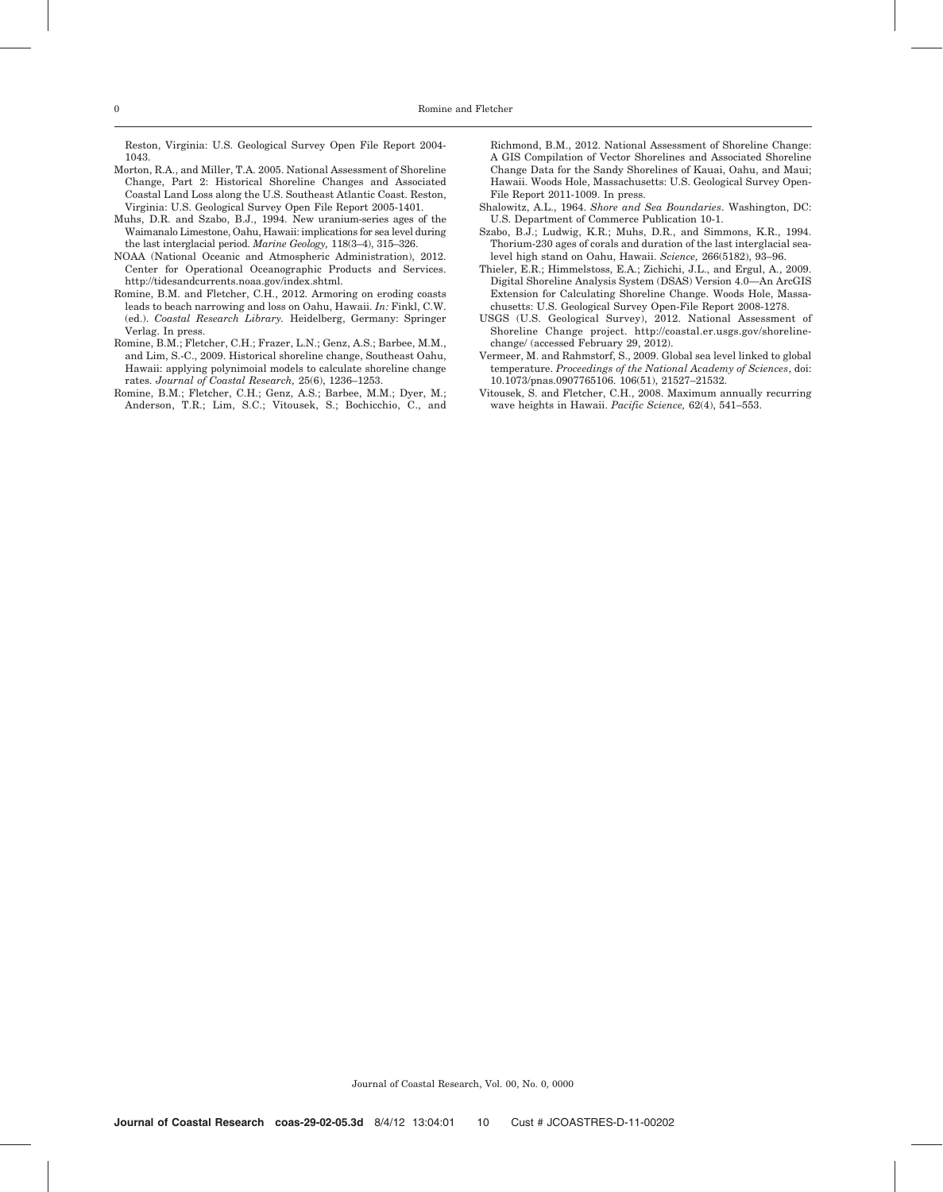Reston, Virginia: U.S. Geological Survey Open File Report 2004-1043.

Morton, R.A., and Miller, T.A. 2005. National Assessment of Shoreline Change, Part 2: Historical Shoreline Changes and Associated Coastal Land Loss along the U.S. Southeast Atlantic Coast. Reston, Virginia: U.S. Geological Survey Open File Report 2005-1401.

Muhs, D.R. and Szabo, B.J., 1994. New uranium-series ages of the Waimanalo Limestone, Oahu, Hawaii: implications for sea level during the last interglacial period. *Marine Geology*, 118(3–4), 315–326.

NOAA (National Oceanic and Atmospheric Administration), 2012. Center for Operational Oceanographic Products and Services. http://tidesandcurrents.noaa.gov/index.shtml.

Romine, B.M. and Fletcher, C.H., 2012. Armoring on eroding coasts leads to beach narrowing and loss on Oahu, Hawaii. *In:* Finkl, C.W. (ed.). *Coastal Research Library*. Heidelberg, Germany: Springer Verlag. In press.

Romine, B.M.; Fletcher, C.H.; Frazer, L.N.; Genz, A.S.; Barbee, M.M., and Lim, S.-C., 2009. Historical shoreline change, Southeast Oahu, Hawaii: applying polynimoial models to calculate shoreline change rates. *Journal of Coastal Research,* 25(6), 1236–1253.

Romine, B.M.; Fletcher, C.H.; Genz, A.S.; Barbee, M.M.; Dyer, M.; Anderson, T.R.; Lim, S.C.; Vitousek, S.; Bochicchio, C., and Richmond, B.M., 2012. National Assessment of Shoreline Change: A GIS Compilation of Vector Shorelines and Associated Shoreline Change Data for the Sandy Shorelines of Kauai, Oahu, and Maui; Hawaii. Woods Hole, Massachusetts: U.S. Geological Survey Open-File Report 2011-1009. In press.

Shalowitz, A.L., 1964. *Shore and Sea Boundaries*. Washington, DC: U.S. Department of Commerce Publication 10-1.

Szabo, B.J.; Ludwig, K.R.; Muhs, D.R., and Simmons, K.R., 1994. Thorium-230 ages of corals and duration of the last interglacial sea-level high stand on Oahu, Hawaii. *Science,* 266(5182), 93–96.

Thieler, E.R.; Himmelstoss, E.A.; Zichichi, J.L., and Ergul, A., 2009. Digital Shoreline Analysis System (DSAS) Version 4.0—An ArcGIS Extension for Calculating Shoreline Change. Woods Hole, Massachusetts: U.S. Geological Survey Open-File Report 2008-1278.

USGS (U.S. Geological Survey), 2012. National Assessment of Shoreline Change project. http://coastal.er.usgs.gov/shoreline-change/ (accessed February 29, 2012).

Vermeer, M. and Rahmstorf, S., 2009. Global sea level linked to global temperature. *Proceedings of the National Academy of Sciences*, doi: 10.1073/pnas.0907765106. 106(51), 21527–21532.

Vitousek, S. and Fletcher, C.H., 2008. Maximum annually recurring wave heights in Hawaii. *Pacific Science,* 62(4), 541–553.